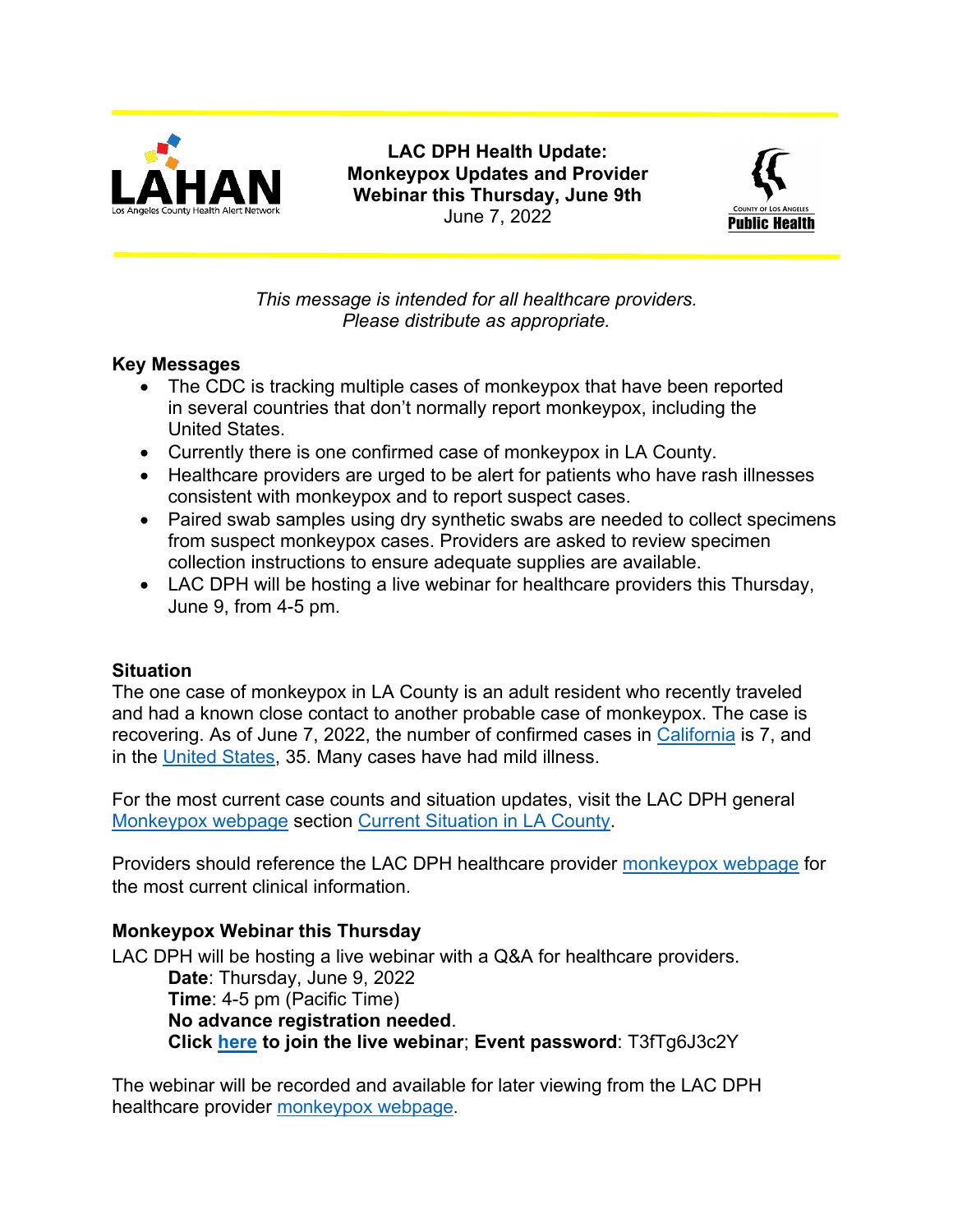# LAC DPH Health Update: Monkeypox Updates and Provider Webinar this Thursday, June 9th

June 7, 2022

*This message is intended for all healthcare providers. Please distribute as appropriate.*

## Key Messages

- The CDC is tracking multiple cases of monkeypox that have been reported in several countries that don't normally report monkeypox, including the United States.
- Currently there is one confirmed case of monkeypox in LA County.
- Healthcare providers are urged to be alert for patients who have rash illnesses consistent with monkeypox and to report suspect cases.
- Paired swab samples using dry synthetic swabs are needed to collect specimens from suspect monkeypox cases. Providers are asked to review specimen collection instructions to ensure adequate supplies are available.
- LAC DPH will be hosting a live webinar for healthcare providers this Thursday, June 9, from 4-5 pm.

## Situation

The one case of monkeypox in LA County is an adult resident who recently traveled and had a known close contact to another probable case of monkeypox. The case is recovering. As of June 7, 2022, the number of confirmed cases in California is 7, and in the United States, 35. Many cases have had mild illness.

For the most current case counts and situation updates, visit the LAC DPH general Monkeypox webpage section Current Situation in LA County.

Providers should reference the LAC DPH healthcare provider monkeypox webpage for the most current clinical information.

## Monkeypox Webinar this Thursday

LAC DPH will be hosting a live webinar with a Q&A for healthcare providers.

**Date**: Thursday, June 9, 2022
**Time**: 4-5 pm (Pacific Time)
**No advance registration needed**.
**Click here to join the live webinar**; **Event password**: T3fTg6J3c2Y

The webinar will be recorded and available for later viewing from the LAC DPH healthcare provider monkeypox webpage.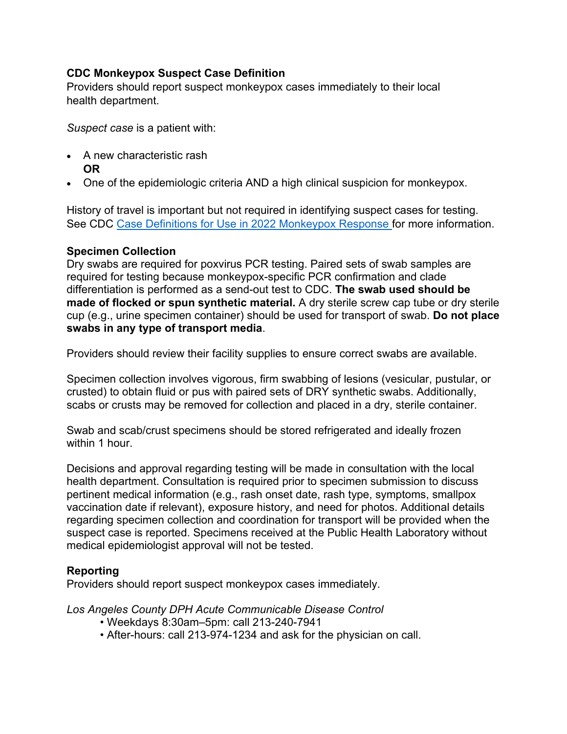**CDC Monkeypox Suspect Case Definition**
Providers should report suspect monkeypox cases immediately to their local health department.

*Suspect case* is a patient with:

- A new characteristic rash
  **OR**
- One of the epidemiologic criteria AND a high clinical suspicion for monkeypox.

History of travel is important but not required in identifying suspect cases for testing. See CDC [Case Definitions for Use in 2022 Monkeypox Response](#) for more information.

**Specimen Collection**
Dry swabs are required for poxvirus PCR testing. Paired sets of swab samples are required for testing because monkeypox-specific PCR confirmation and clade differentiation is performed as a send-out test to CDC. **The swab used should be made of flocked or spun synthetic material.** A dry sterile screw cap tube or dry sterile cup (e.g., urine specimen container) should be used for transport of swab. **Do not place swabs in any type of transport media**.

Providers should review their facility supplies to ensure correct swabs are available.

Specimen collection involves vigorous, firm swabbing of lesions (vesicular, pustular, or crusted) to obtain fluid or pus with paired sets of DRY synthetic swabs. Additionally, scabs or crusts may be removed for collection and placed in a dry, sterile container.

Swab and scab/crust specimens should be stored refrigerated and ideally frozen within 1 hour.

Decisions and approval regarding testing will be made in consultation with the local health department. Consultation is required prior to specimen submission to discuss pertinent medical information (e.g., rash onset date, rash type, symptoms, smallpox vaccination date if relevant), exposure history, and need for photos. Additional details regarding specimen collection and coordination for transport will be provided when the suspect case is reported. Specimens received at the Public Health Laboratory without medical epidemiologist approval will not be tested.

**Reporting**
Providers should report suspect monkeypox cases immediately.

*Los Angeles County DPH Acute Communicable Disease Control*

- Weekdays 8:30am–5pm: call 213-240-7941
- After-hours: call 213-974-1234 and ask for the physician on call.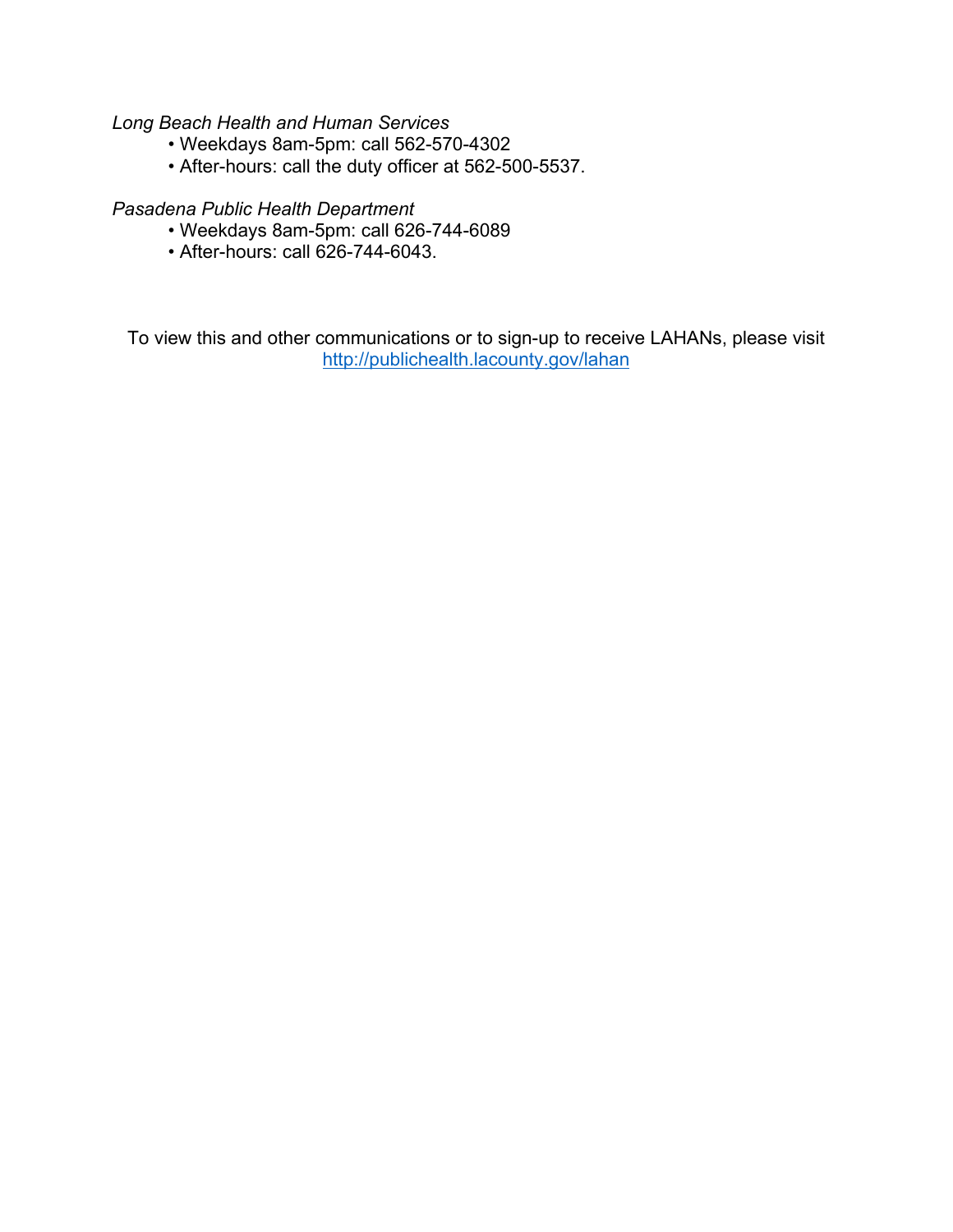*Long Beach Health and Human Services*

- Weekdays 8am-5pm: call 562-570-4302
- After-hours: call the duty officer at 562-500-5537.

*Pasadena Public Health Department*

- Weekdays 8am-5pm: call 626-744-6089
- After-hours: call 626-744-6043.

To view this and other communications or to sign-up to receive LAHANs, please visit [http://publichealth.lacounty.gov/lahan](http://publichealth.lacounty.gov/lahan)